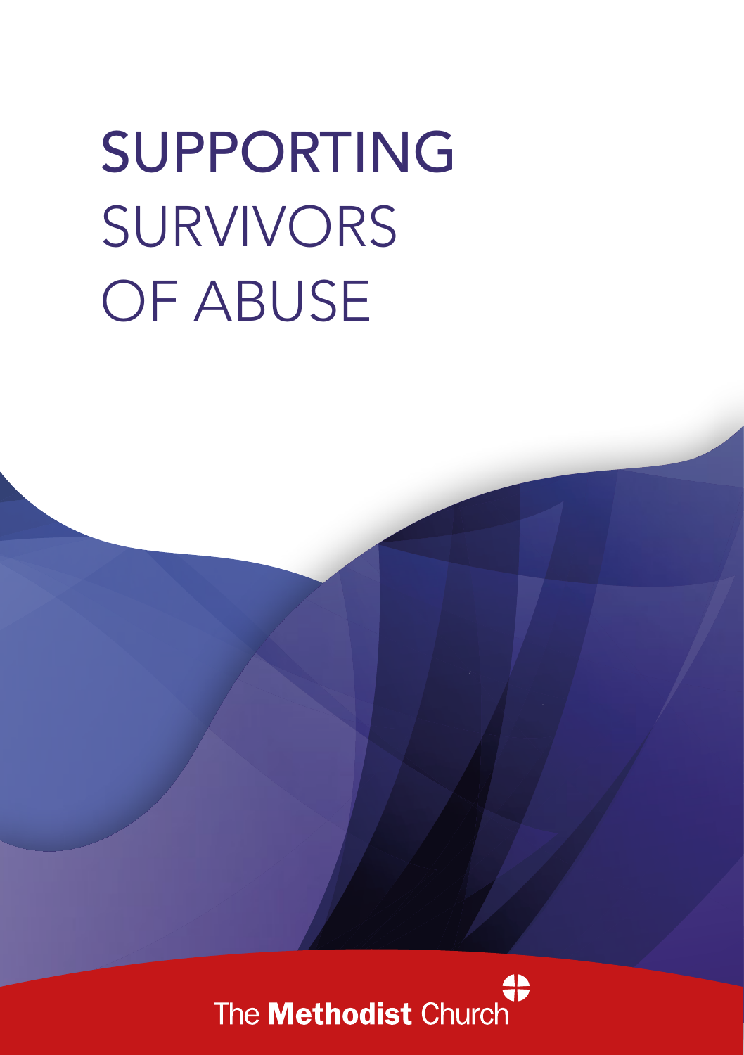# SUPPORTING SURVIVORS OF ABUSE

The **Methodist** Church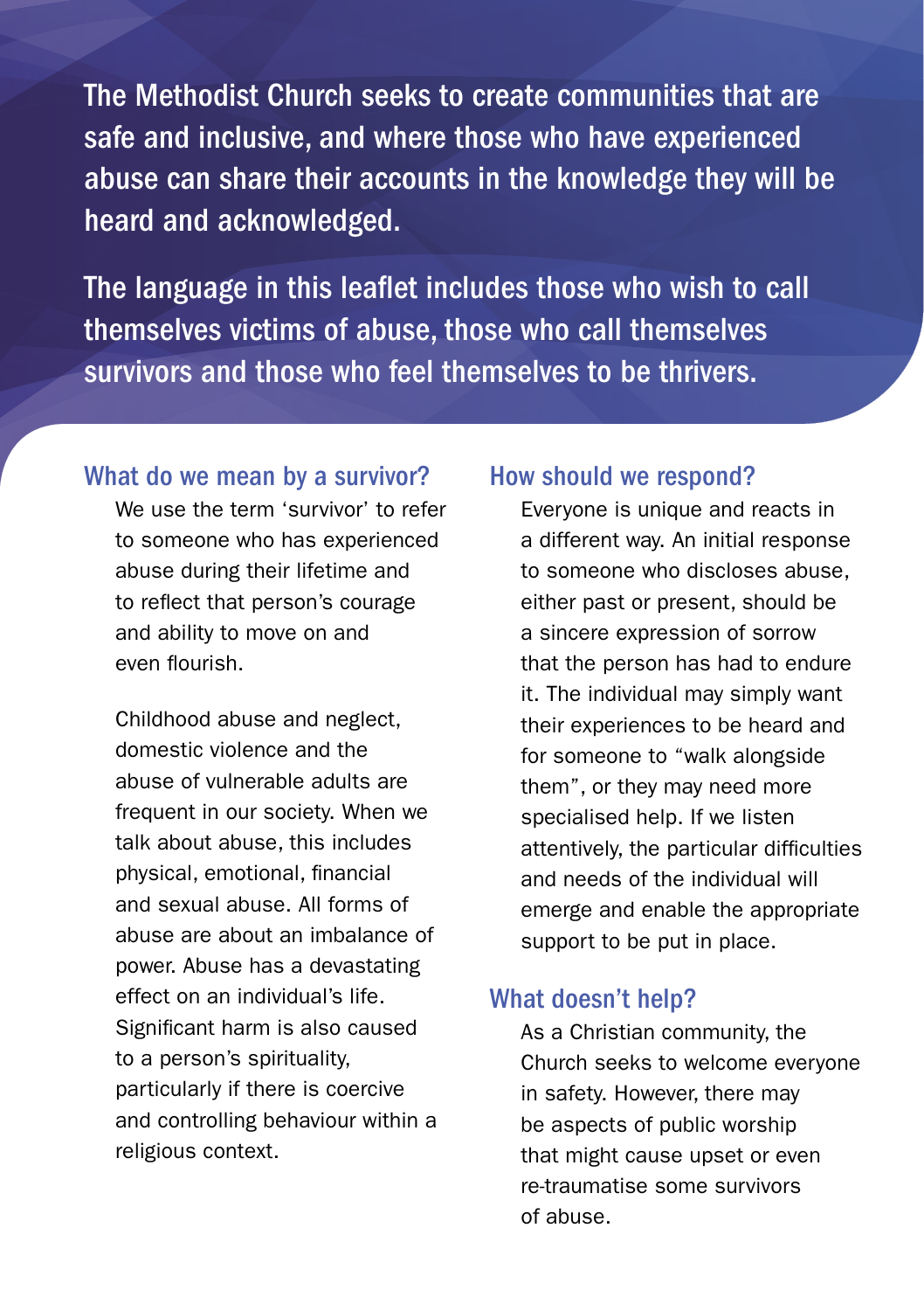The Methodist Church seeks to create communities that are safe and inclusive, and where those who have experienced abuse can share their accounts in the knowledge they will be heard and acknowledged.

The language in this leaflet includes those who wish to call themselves victims of abuse, those who call themselves survivors and those who feel themselves to be thrivers.

## What do we mean by a survivor?

We use the term 'survivor' to refer to someone who has experienced abuse during their lifetime and to reflect that person's courage and ability to move on and even flourish.

Childhood abuse and neglect, domestic violence and the abuse of vulnerable adults are frequent in our society. When we talk about abuse, this includes physical, emotional, financial and sexual abuse. All forms of abuse are about an imbalance of power. Abuse has a devastating effect on an individual's life. Significant harm is also caused to a person's spirituality, particularly if there is coercive and controlling behaviour within a religious context.

## How should we respond?

Everyone is unique and reacts in a different way. An initial response to someone who discloses abuse, either past or present, should be a sincere expression of sorrow that the person has had to endure it. The individual may simply want their experiences to be heard and for someone to "walk alongside them", or they may need more specialised help. If we listen attentively, the particular difficulties and needs of the individual will emerge and enable the appropriate support to be put in place.

## What doesn't help?

As a Christian community, the Church seeks to welcome everyone in safety. However, there may be aspects of public worship that might cause upset or even re-traumatise some survivors of abuse.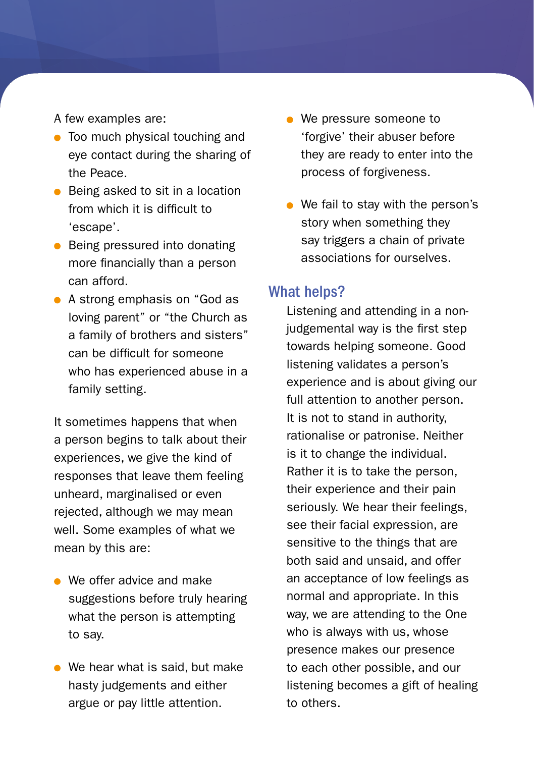A few examples are:

- Too much physical touching and eye contact during the sharing of the Peace.
- Being asked to sit in a location from which it is difficult to 'escape'.
- Being pressured into donating more financially than a person can afford.
- A strong emphasis on "God as loving parent" or "the Church as a family of brothers and sisters" can be difficult for someone who has experienced abuse in a family setting.

It sometimes happens that when a person begins to talk about their experiences, we give the kind of responses that leave them feeling unheard, marginalised or even rejected, although we may mean well. Some examples of what we mean by this are:

- We offer advice and make suggestions before truly hearing what the person is attempting to say.
- We hear what is said, but make hasty judgements and either argue or pay little attention.
- We pressure someone to 'forgive' their abuser before they are ready to enter into the process of forgiveness.
- We fail to stay with the person's story when something they say triggers a chain of private associations for ourselves.

## What helps?

Listening and attending in a non-judgemental way is the first step towards helping someone. Good listening validates a person's experience and is about giving our full attention to another person. It is not to stand in authority, rationalise or patronise. Neither is it to change the individual. Rather it is to take the person, their experience and their pain seriously. We hear their feelings, see their facial expression, are sensitive to the things that are both said and unsaid, and offer an acceptance of low feelings as normal and appropriate. In this way, we are attending to the One who is always with us, whose presence makes our presence to each other possible, and our listening becomes a gift of healing to others.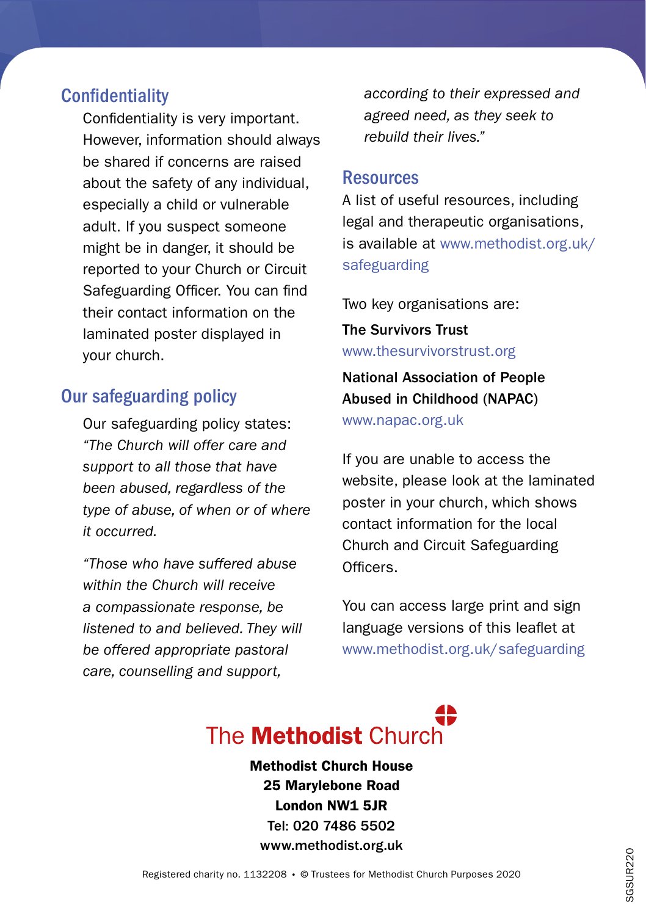## Confidentiality

Confidentiality is very important. However, information should always be shared if concerns are raised about the safety of any individual, especially a child or vulnerable adult. If you suspect someone might be in danger, it should be reported to your Church or Circuit Safeguarding Officer. You can find their contact information on the laminated poster displayed in your church.

## Our safeguarding policy

Our safeguarding policy states: *"The Church will offer care and support to all those that have been abused, regardless of the type of abuse, of when or of where it occurred.*

*"Those who have suffered abuse within the Church will receive a compassionate response, be listened to and believed. They will be offered appropriate pastoral care, counselling and support, according to their expressed and agreed need, as they seek to rebuild their lives."*

## Resources

A list of useful resources, including legal and therapeutic organisations, is available at www.methodist.org.uk/safeguarding

Two key organisations are:

**The Survivors Trust**
www.thesurvivorstrust.org

**National Association of People Abused in Childhood (NAPAC)**
www.napac.org.uk

If you are unable to access the website, please look at the laminated poster in your church, which shows contact information for the local Church and Circuit Safeguarding Officers.

You can access large print and sign language versions of this leaflet at www.methodist.org.uk/safeguarding

The **Methodist** Church

**Methodist Church House**
**25 Marylebone Road**
**London NW1 5JR**
**Tel: 020 7486 5502**
**www.methodist.org.uk**

Registered charity no. 1132208 • © Trustees for Methodist Church Purposes 2020

SGSUR220